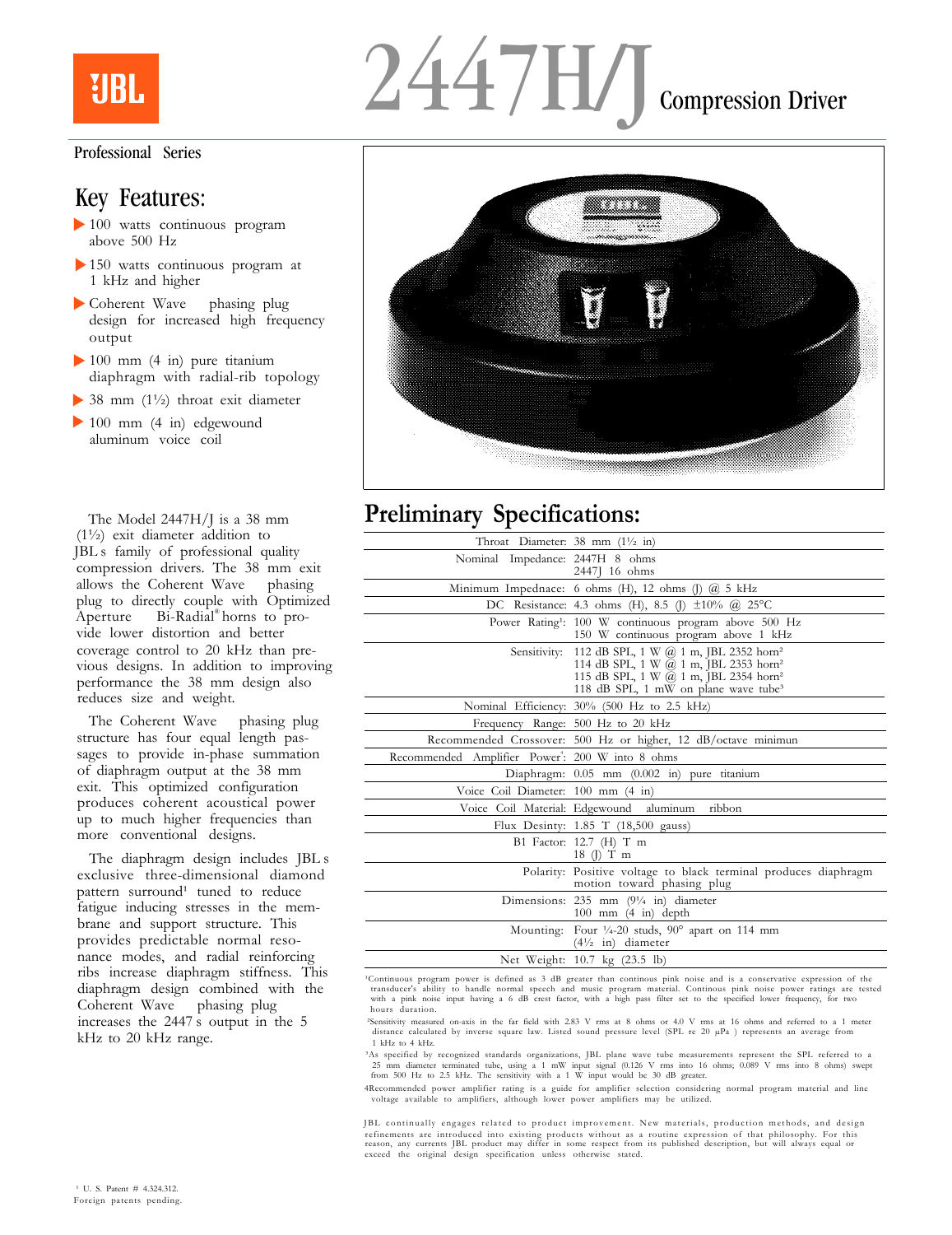# 2447H/J Compression Driver

Professional Series

## Key Features:

- 100 watts continuous program above 500 Hz
- 150 watts continuous program at 1 kHz and higher
- Coherent Wave phasing plug design for increased high frequency output
- 100 mm (4 in) pure titanium diaphragm with radial-rib topology
- 38 mm (1½) throat exit diameter
- 100 mm (4 in) edgewound aluminum voice coil

The Model 2447H/J is a 38 mm (1½) exit diameter addition to JBL s family of professional quality compression drivers. The 38 mm exit allows the Coherent Wave phasing plug to directly couple with Optimized Aperture Bi-Radial® horns to provide lower distortion and better coverage control to 20 kHz than previous designs. In addition to improving performance the 38 mm design also reduces size and weight.

The Coherent Wave phasing plug structure has four equal length passages to provide in-phase summation of diaphragm output at the 38 mm exit. This optimized configuration produces coherent acoustical power up to much higher frequencies than more conventional designs.

The diaphragm design includes JBL s exclusive three-dimensional diamond pattern surround[1] tuned to reduce fatigue inducing stresses in the membrane and support structure. This provides predictable normal resonance modes, and radial reinforcing ribs increase diaphragm stiffness. This diaphragm design combined with the Coherent Wave phasing plug increases the 2447 s output in the 5 kHz to 20 kHz range.

## Preliminary Specifications:

| | |
|---|---|
| Throat Diameter: | 38 mm (1½ in) |
| Nominal Impedance: | 2447H 8 ohms<br>2447J 16 ohms |
| Minimum Impednace: | 6 ohms (H), 12 ohms (J) @ 5 kHz |
| DC Resistance: | 4.3 ohms (H), 8.5 (J) ±10% @ 25°C |
| Power Rating[1]: | 100 W continuous program above 500 Hz<br>150 W continuous program above 1 kHz |
| Sensitivity: | 112 dB SPL, 1 W @ 1 m, JBL 2352 horn[2]<br>114 dB SPL, 1 W @ 1 m, JBL 2353 horn[2]<br>115 dB SPL, 1 W @ 1 m, JBL 2354 horn[2]<br>118 dB SPL, 1 mW on plane wave tube[3] |
| Nominal Efficiency: | 30% (500 Hz to 2.5 kHz) |
| Frequency Range: | 500 Hz to 20 kHz |
| Recommended Crossover: | 500 Hz or higher, 12 dB/octave minimun |
| Recommended Amplifier Power[4]: | 200 W into 8 ohms |
| Diaphragm: | 0.05 mm (0.002 in) pure titanium |
| Voice Coil Diameter: | 100 mm (4 in) |
| Voice Coil Material: | Edgewound aluminum ribbon |
| Flux Desinty: | 1.85 T (18,500 gauss) |
| Bl Factor: | 12.7 (H) T m<br>18 (J) T m |
| Polarity: | Positive voltage to black terminal produces diaphragm motion toward phasing plug |
| Dimensions: | 235 mm (9¼ in) diameter<br>100 mm (4 in) depth |
| Mounting: | Four ¼-20 studs, 90° apart on 114 mm (4½ in) diameter |
| Net Weight: | 10.7 kg (23.5 lb) |

[1]Continuous program power is defined as 3 dB greater than continous pink noise and is a conservative expression of the transducer's ability to handle normal speech and music program material. Continous pink noise power ratings are tested with a pink noise input having a 6 dB crest factor, with a high pass filter set to the specified lower frequency, for two hours duration.

[2]Sensitivity measured on-axis in the far field with 2.83 V rms at 8 ohms or 4.0 V rms at 16 ohms and referred to a 1 meter distance calculated by inverse square law. Listed sound pressure level (SPL re 20 µPa ) represents an average from 1 kHz to 4 kHz.

[3]As specified by recognized standards organizations, JBL plane wave tube measurements represent the SPL referred to a 25 mm diameter terminated tube, using a 1 mW input signal (0.126 V rms into 16 ohms; 0.089 V rms into 8 ohms) swept from 500 Hz to 2.5 kHz. The sensitivity with a 1 W input would be 30 dB greater.

[4]Recommended power amplifier rating is a guide for amplifier selection considering normal program material and line voltage available to amplifiers, although lower power amplifiers may be utilized.

JBL continually engages related to product improvement. New materials, production methods, and design refinements are introduced into existing products without as a routine expression of that philosophy. For this reason, any currents JBL product may differ in some respect from its published description, but will always equal or exceed the original design specification unless otherwise stated.

[1] U. S. Patent # 4.324.312.
Foreign patents pending.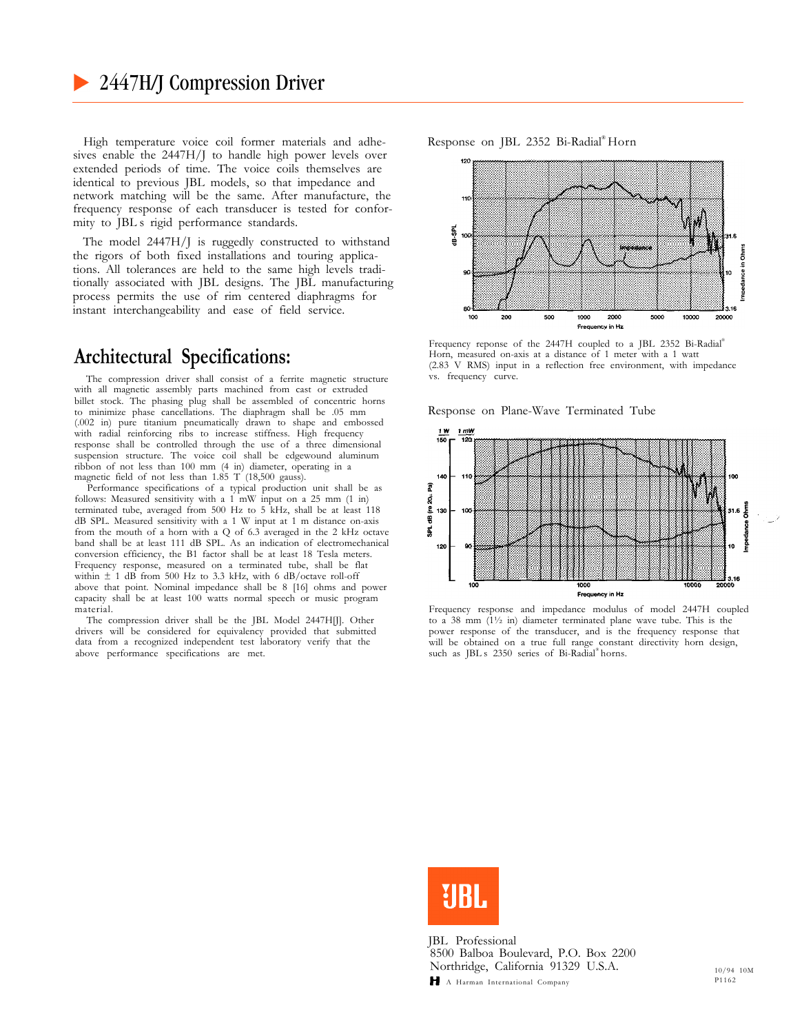# 2447H/J Compression Driver

High temperature voice coil former materials and adhesives enable the 2447H/J to handle high power levels over extended periods of time. The voice coils themselves are identical to previous JBL models, so that impedance and network matching will be the same. After manufacture, the frequency response of each transducer is tested for conformity to JBL s rigid performance standards.

The model 2447H/J is ruggedly constructed to withstand the rigors of both fixed installations and touring applications. All tolerances are held to the same high levels traditionally associated with JBL designs. The JBL manufacturing process permits the use of rim centered diaphragms for instant interchangeability and ease of field service.

## Architectural Specifications:

The compression driver shall consist of a ferrite magnetic structure with all magnetic assembly parts machined from cast or extruded billet stock. The phasing plug shall be assembled of concentric horns to minimize phase cancellations. The diaphragm shall be .05 mm (.002 in) pure titanium pneumatically drawn to shape and embossed with radial reinforcing ribs to increase stiffness. High frequency response shall be controlled through the use of a three dimensional suspension structure. The voice coil shall be edgewound aluminum ribbon of not less than 100 mm (4 in) diameter, operating in a magnetic field of not less than 1.85 T (18,500 gauss).

Performance specifications of a typical production unit shall be as follows: Measured sensitivity with a 1 mW input on a 25 mm (1 in) terminated tube, averaged from 500 Hz to 5 kHz, shall be at least 118 dB SPL. Measured sensitivity with a 1 W input at 1 m distance on-axis from the mouth of a horn with a Q of 6.3 averaged in the 2 kHz octave band shall be at least 111 dB SPL. As an indication of electromechanical conversion efficiency, the B1 factor shall be at least 18 Tesla meters. Frequency response, measured on a terminated tube, shall be flat within ± 1 dB from 500 Hz to 3.3 kHz, with 6 dB/octave roll-off above that point. Nominal impedance shall be 8 [16] ohms and power capacity shall be at least 100 watts normal speech or music program material.

The compression driver shall be the JBL Model 2447H[J]. Other drivers will be considered for equivalency provided that submitted data from a recognized independent test laboratory verify that the above performance specifications are met.

Response on JBL 2352 Bi-Radial® Horn

dB-SPL
120
110
100
90
80
Impedance
Impedance in Ohms
31.6
10
3.16
100 200 500 1000 2000 5000 10000 20000
Frequency in Hz

Frequency reponse of the 2447H coupled to a JBL 2352 Bi-Radial® Horn, measured on-axis at a distance of 1 meter with a 1 watt (2.83 V RMS) input in a reflection free environment, with impedance vs. frequency curve.

Response on Plane-Wave Terminated Tube

1 W 1 mW
150 120
140 110
130 100
120 90
SPL dB (re 20μ Pa)
Impedance Ohms
100
31.6
10
3.16
100 1000 10000 20000
Frequency in Hz

Frequency response and impedance modulus of model 2447H coupled to a 38 mm (1½ in) diameter terminated plane wave tube. This is the power response of the transducer, and is the frequency response that will be obtained on a true full range constant directivity horn design, such as JBL s 2350 series of Bi-Radial® horns.

JBL

JBL Professional
8500 Balboa Boulevard, P.O. Box 2200
Northridge, California 91329 U.S.A.

A Harman International Company

10/94 10M
P1162